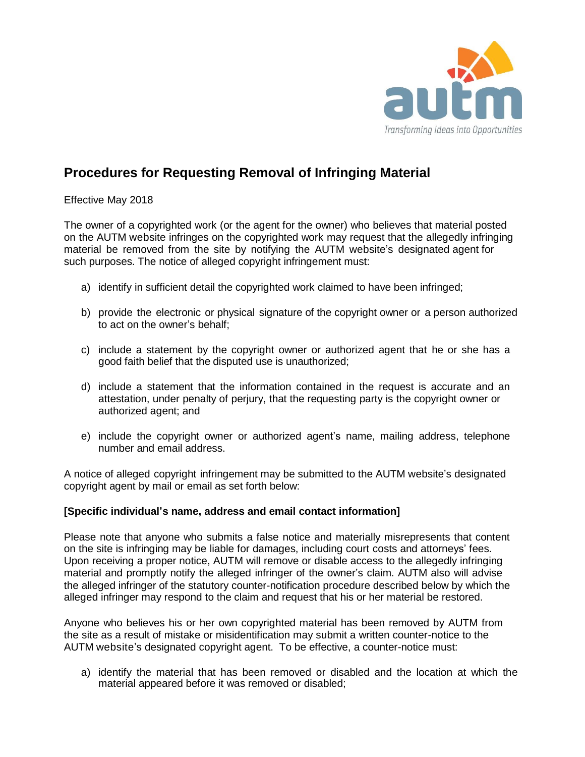# Procedures for Requesting Removal of Infringing Material

Effective May 2018

The owner of a copyrighted work (or the agent for the owner) who believes that material posted on the AUTM website infringes on the copyrighted work may request that the allegedly infringing material be removed from the site by notifying the AUTM website's designated agent for such purposes. The notice of alleged copyright infringement must:

a) identify in sufficient detail the copyrighted work claimed to have been infringed;

b) provide the electronic or physical signature of the copyright owner or a person authorized to act on the owner's behalf;

c) include a statement by the copyright owner or authorized agent that he or she has a good faith belief that the disputed use is unauthorized;

d) include a statement that the information contained in the request is accurate and an attestation, under penalty of perjury, that the requesting party is the copyright owner or authorized agent; and

e) include the copyright owner or authorized agent's name, mailing address, telephone number and email address.

A notice of alleged copyright infringement may be submitted to the AUTM website's designated copyright agent by mail or email as set forth below:

**[Specific individual's name, address and email contact information]**

Please note that anyone who submits a false notice and materially misrepresents that content on the site is infringing may be liable for damages, including court costs and attorneys' fees. Upon receiving a proper notice, AUTM will remove or disable access to the allegedly infringing material and promptly notify the alleged infringer of the owner's claim. AUTM also will advise the alleged infringer of the statutory counter-notification procedure described below by which the alleged infringer may respond to the claim and request that his or her material be restored.

Anyone who believes his or her own copyrighted material has been removed by AUTM from the site as a result of mistake or misidentification may submit a written counter-notice to the AUTM website's designated copyright agent. To be effective, a counter-notice must:

a) identify the material that has been removed or disabled and the location at which the material appeared before it was removed or disabled;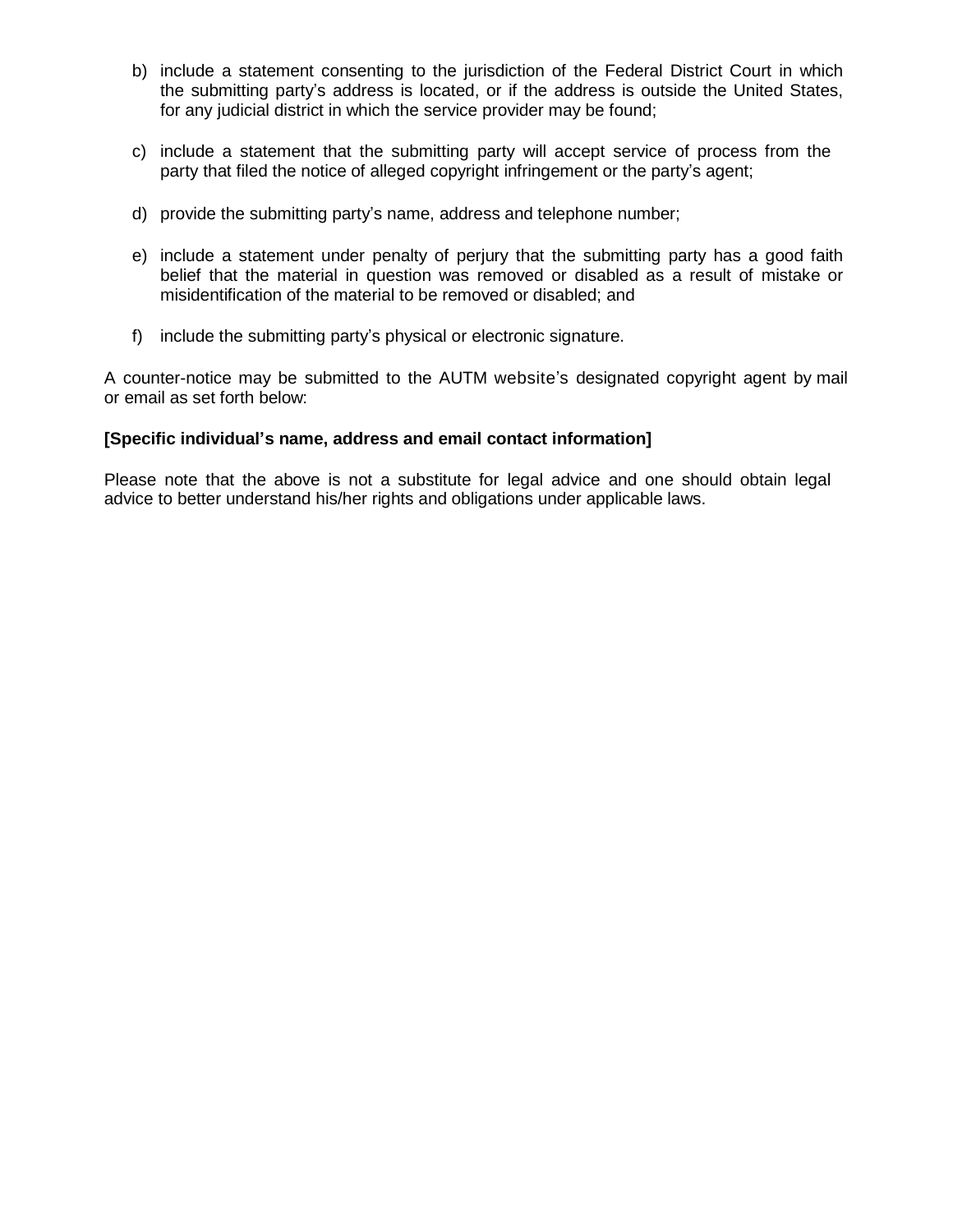b) include a statement consenting to the jurisdiction of the Federal District Court in which the submitting party's address is located, or if the address is outside the United States, for any judicial district in which the service provider may be found;

c) include a statement that the submitting party will accept service of process from the party that filed the notice of alleged copyright infringement or the party's agent;

d) provide the submitting party's name, address and telephone number;

e) include a statement under penalty of perjury that the submitting party has a good faith belief that the material in question was removed or disabled as a result of mistake or misidentification of the material to be removed or disabled; and

f) include the submitting party's physical or electronic signature.

A counter-notice may be submitted to the AUTM website's designated copyright agent by mail or email as set forth below:

**[Specific individual's name, address and email contact information]**

Please note that the above is not a substitute for legal advice and one should obtain legal advice to better understand his/her rights and obligations under applicable laws.